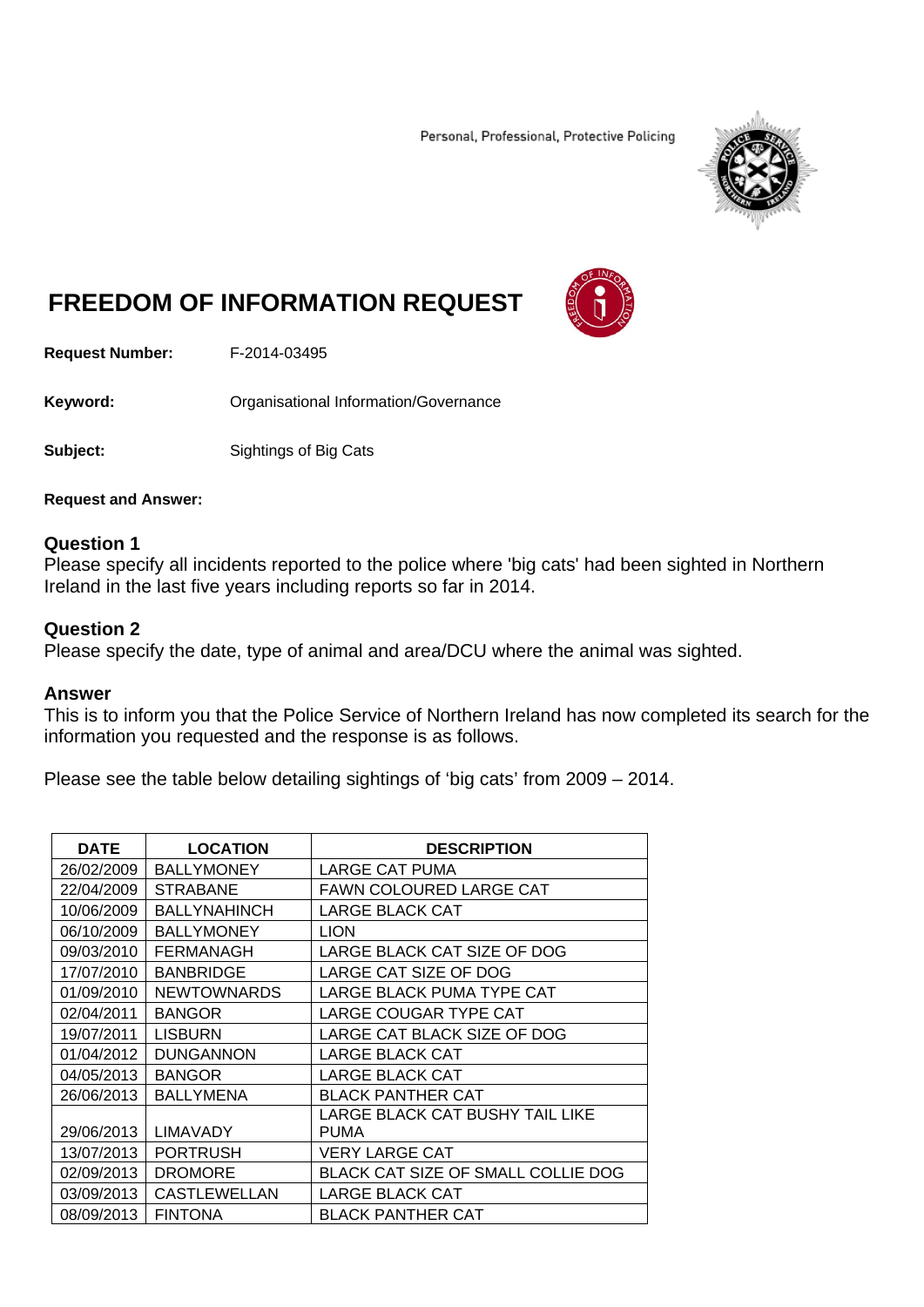Personal, Professional, Protective Policing

# FREEDOM OF INFORMATION REQUEST

**Request Number:** F-2014-03495

**Keyword:** Organisational Information/Governance

**Subject:** Sightings of Big Cats

**Request and Answer:**

**Question 1**
Please specify all incidents reported to the police where 'big cats' had been sighted in Northern Ireland in the last five years including reports so far in 2014.

**Question 2**
Please specify the date, type of animal and area/DCU where the animal was sighted.

**Answer**
This is to inform you that the Police Service of Northern Ireland has now completed its search for the information you requested and the response is as follows.

Please see the table below detailing sightings of 'big cats' from 2009 – 2014.

| DATE | LOCATION | DESCRIPTION |
|---|---|---|
| 26/02/2009 | BALLYMONEY | LARGE CAT PUMA |
| 22/04/2009 | STRABANE | FAWN COLOURED LARGE CAT |
| 10/06/2009 | BALLYNAHINCH | LARGE BLACK CAT |
| 06/10/2009 | BALLYMONEY | LION |
| 09/03/2010 | FERMANAGH | LARGE BLACK CAT SIZE OF DOG |
| 17/07/2010 | BANBRIDGE | LARGE CAT SIZE OF DOG |
| 01/09/2010 | NEWTOWNARDS | LARGE BLACK PUMA TYPE CAT |
| 02/04/2011 | BANGOR | LARGE COUGAR TYPE CAT |
| 19/07/2011 | LISBURN | LARGE CAT BLACK SIZE OF DOG |
| 01/04/2012 | DUNGANNON | LARGE BLACK CAT |
| 04/05/2013 | BANGOR | LARGE BLACK CAT |
| 26/06/2013 | BALLYMENA | BLACK PANTHER CAT |
| 29/06/2013 | LIMAVADY | LARGE BLACK CAT BUSHY TAIL LIKE PUMA |
| 13/07/2013 | PORTRUSH | VERY LARGE CAT |
| 02/09/2013 | DROMORE | BLACK CAT SIZE OF SMALL COLLIE DOG |
| 03/09/2013 | CASTLEWELLAN | LARGE BLACK CAT |
| 08/09/2013 | FINTONA | BLACK PANTHER CAT |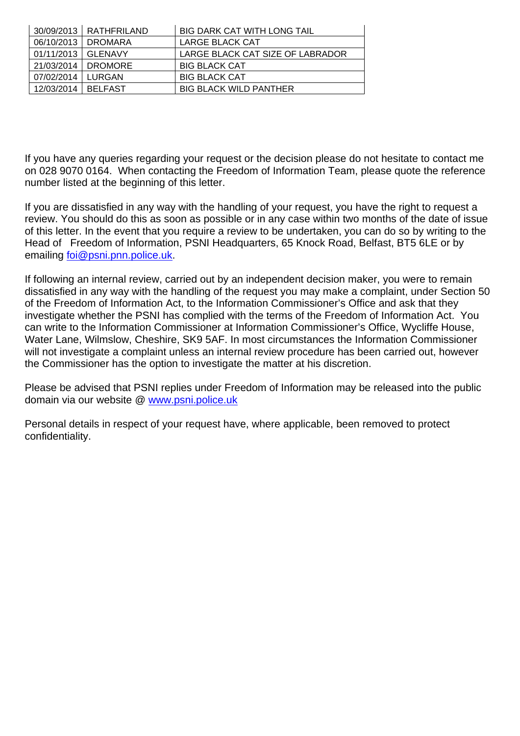| | | |
|---|---|---|
| 30/09/2013 | RATHFRILAND | BIG DARK CAT WITH LONG TAIL |
| 06/10/2013 | DROMARA | LARGE BLACK CAT |
| 01/11/2013 | GLENAVY | LARGE BLACK CAT SIZE OF LABRADOR |
| 21/03/2014 | DROMORE | BIG BLACK CAT |
| 07/02/2014 | LURGAN | BIG BLACK CAT |
| 12/03/2014 | BELFAST | BIG BLACK WILD PANTHER |

If you have any queries regarding your request or the decision please do not hesitate to contact me on 028 9070 0164. When contacting the Freedom of Information Team, please quote the reference number listed at the beginning of this letter.

If you are dissatisfied in any way with the handling of your request, you have the right to request a review. You should do this as soon as possible or in any case within two months of the date of issue of this letter. In the event that you require a review to be undertaken, you can do so by writing to the Head of Freedom of Information, PSNI Headquarters, 65 Knock Road, Belfast, BT5 6LE or by emailing foi@psni.pnn.police.uk.

If following an internal review, carried out by an independent decision maker, you were to remain dissatisfied in any way with the handling of the request you may make a complaint, under Section 50 of the Freedom of Information Act, to the Information Commissioner's Office and ask that they investigate whether the PSNI has complied with the terms of the Freedom of Information Act. You can write to the Information Commissioner at Information Commissioner's Office, Wycliffe House, Water Lane, Wilmslow, Cheshire, SK9 5AF. In most circumstances the Information Commissioner will not investigate a complaint unless an internal review procedure has been carried out, however the Commissioner has the option to investigate the matter at his discretion.

Please be advised that PSNI replies under Freedom of Information may be released into the public domain via our website @ www.psni.police.uk

Personal details in respect of your request have, where applicable, been removed to protect confidentiality.